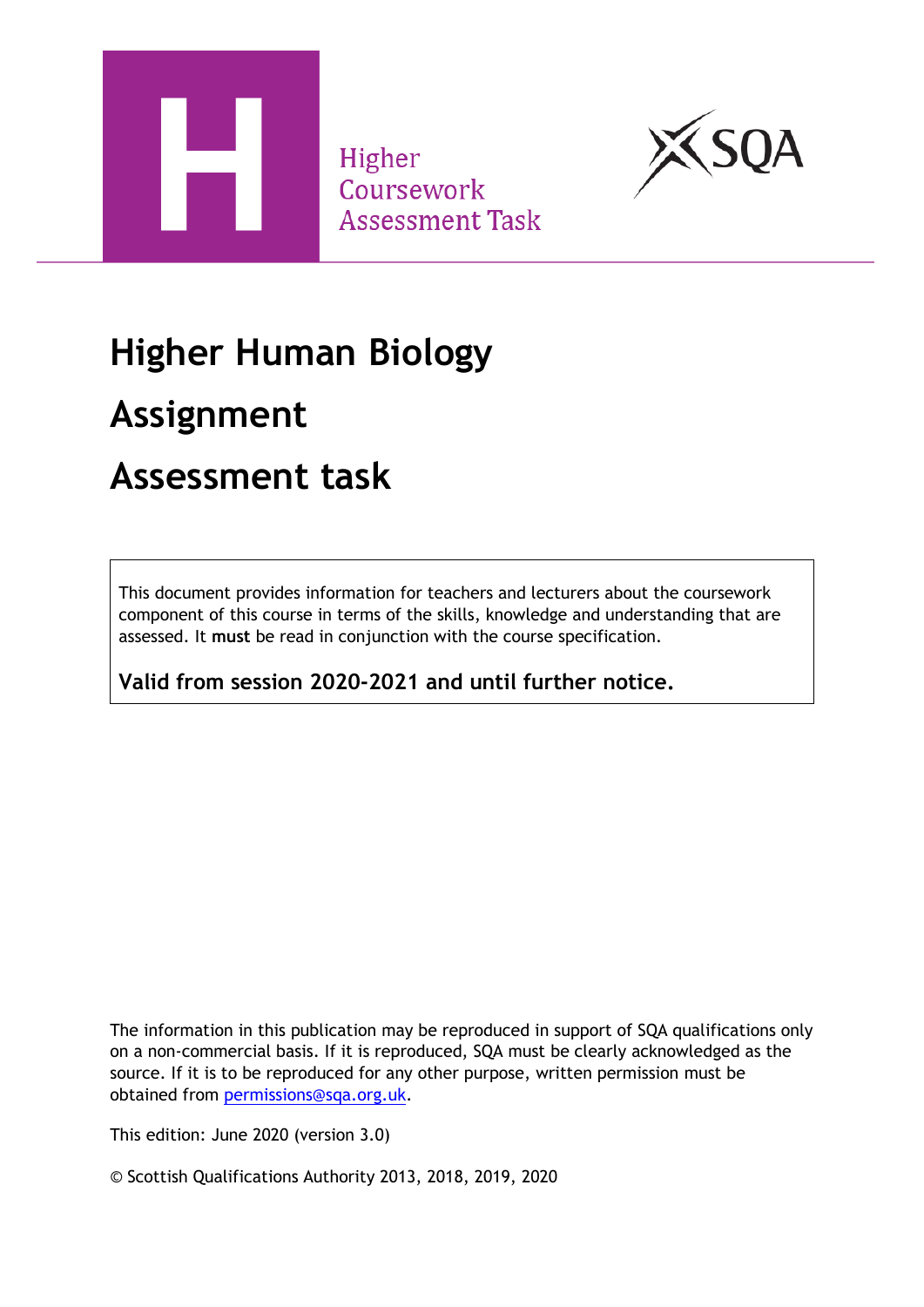Higher
Coursework
Assessment Task

# Higher Human Biology

# Assignment

# Assessment task

This document provides information for teachers and lecturers about the coursework component of this course in terms of the skills, knowledge and understanding that are assessed. It **must** be read in conjunction with the course specification.

**Valid from session 2020-2021 and until further notice.**

The information in this publication may be reproduced in support of SQA qualifications only on a non-commercial basis. If it is reproduced, SQA must be clearly acknowledged as the source. If it is to be reproduced for any other purpose, written permission must be obtained from permissions@sqa.org.uk.

This edition: June 2020 (version 3.0)

© Scottish Qualifications Authority 2013, 2018, 2019, 2020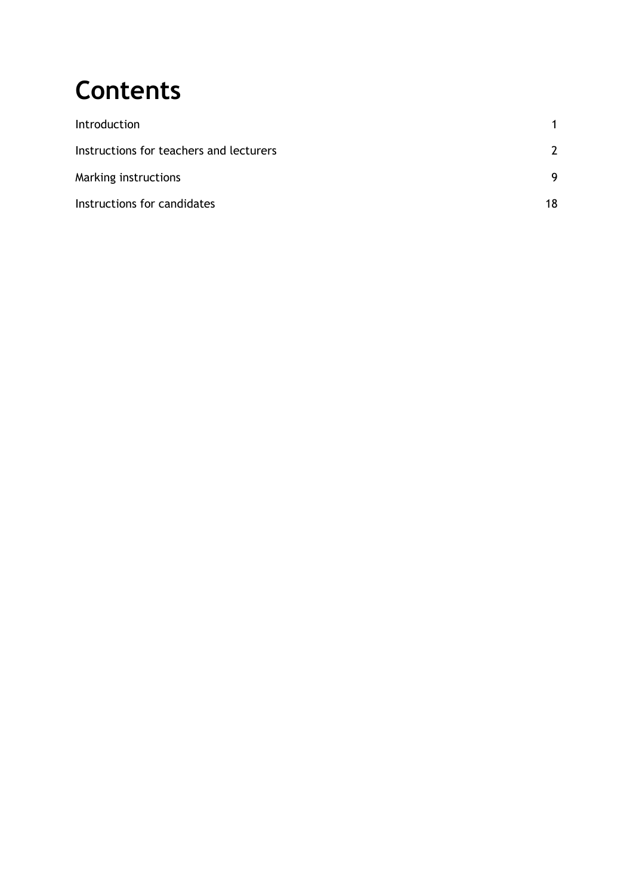# Contents

| | |
|---|---|
| Introduction | 1 |
| Instructions for teachers and lecturers | 2 |
| Marking instructions | 9 |
| Instructions for candidates | 18 |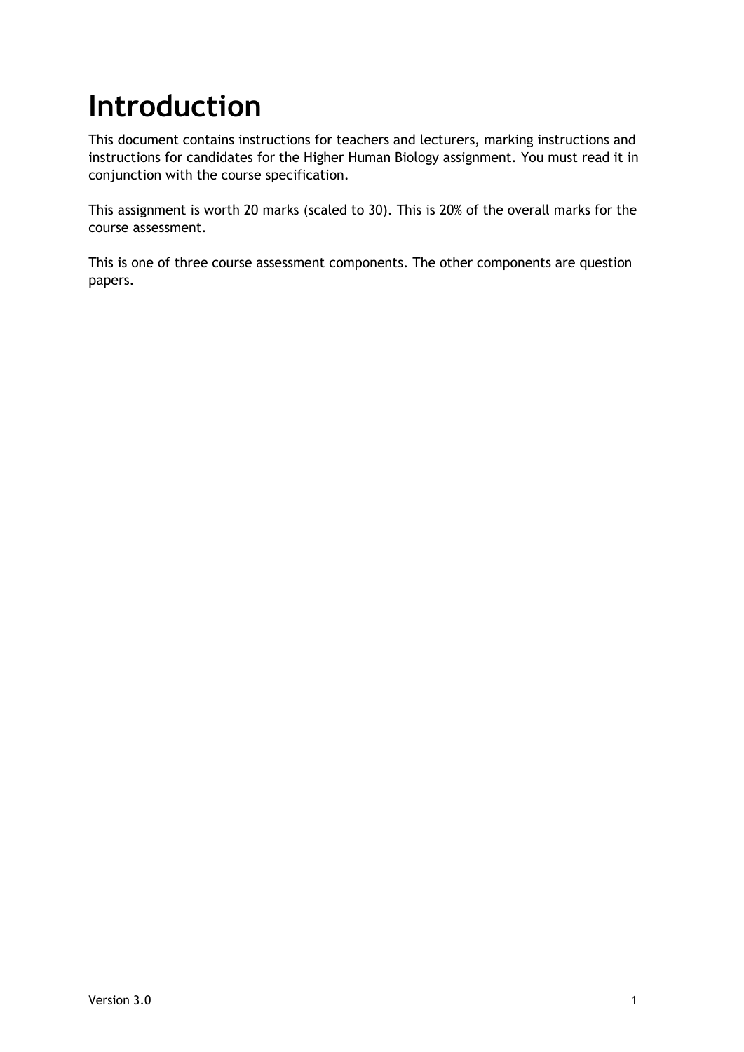# Introduction

This document contains instructions for teachers and lecturers, marking instructions and instructions for candidates for the Higher Human Biology assignment. You must read it in conjunction with the course specification.

This assignment is worth 20 marks (scaled to 30). This is 20% of the overall marks for the course assessment.

This is one of three course assessment components. The other components are question papers.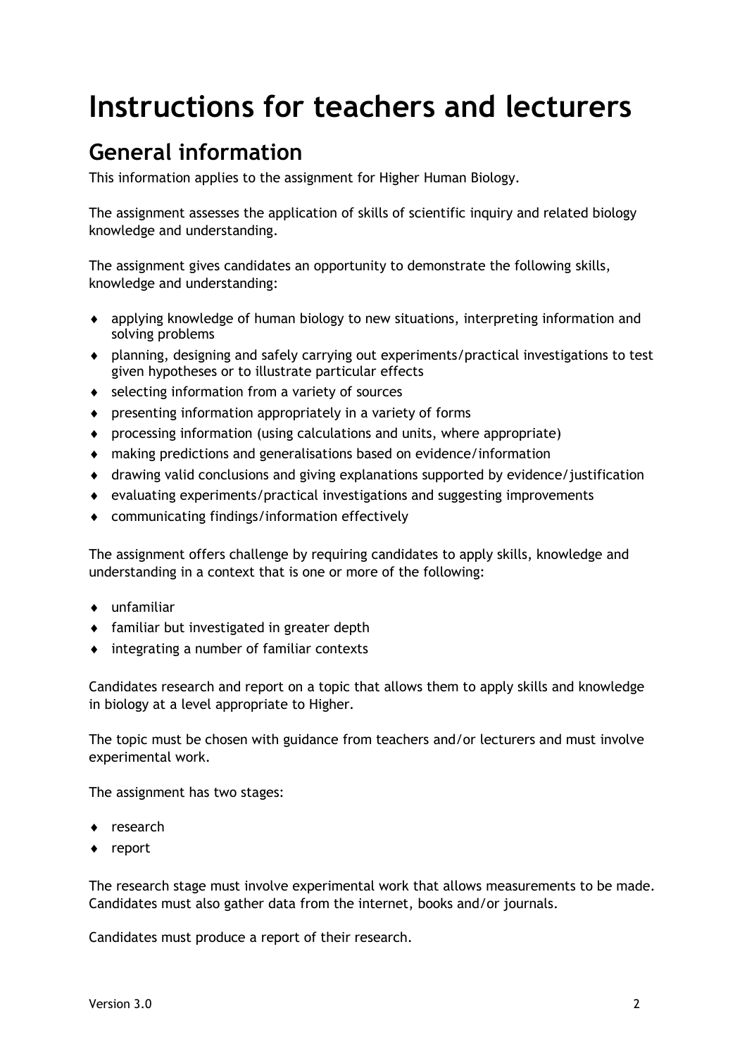# Instructions for teachers and lecturers

## General information

This information applies to the assignment for Higher Human Biology.

The assignment assesses the application of skills of scientific inquiry and related biology knowledge and understanding.

The assignment gives candidates an opportunity to demonstrate the following skills, knowledge and understanding:

- applying knowledge of human biology to new situations, interpreting information and solving problems
- planning, designing and safely carrying out experiments/practical investigations to test given hypotheses or to illustrate particular effects
- selecting information from a variety of sources
- presenting information appropriately in a variety of forms
- processing information (using calculations and units, where appropriate)
- making predictions and generalisations based on evidence/information
- drawing valid conclusions and giving explanations supported by evidence/justification
- evaluating experiments/practical investigations and suggesting improvements
- communicating findings/information effectively

The assignment offers challenge by requiring candidates to apply skills, knowledge and understanding in a context that is one or more of the following:

- unfamiliar
- familiar but investigated in greater depth
- integrating a number of familiar contexts

Candidates research and report on a topic that allows them to apply skills and knowledge in biology at a level appropriate to Higher.

The topic must be chosen with guidance from teachers and/or lecturers and must involve experimental work.

The assignment has two stages:

- research
- report

The research stage must involve experimental work that allows measurements to be made. Candidates must also gather data from the internet, books and/or journals.

Candidates must produce a report of their research.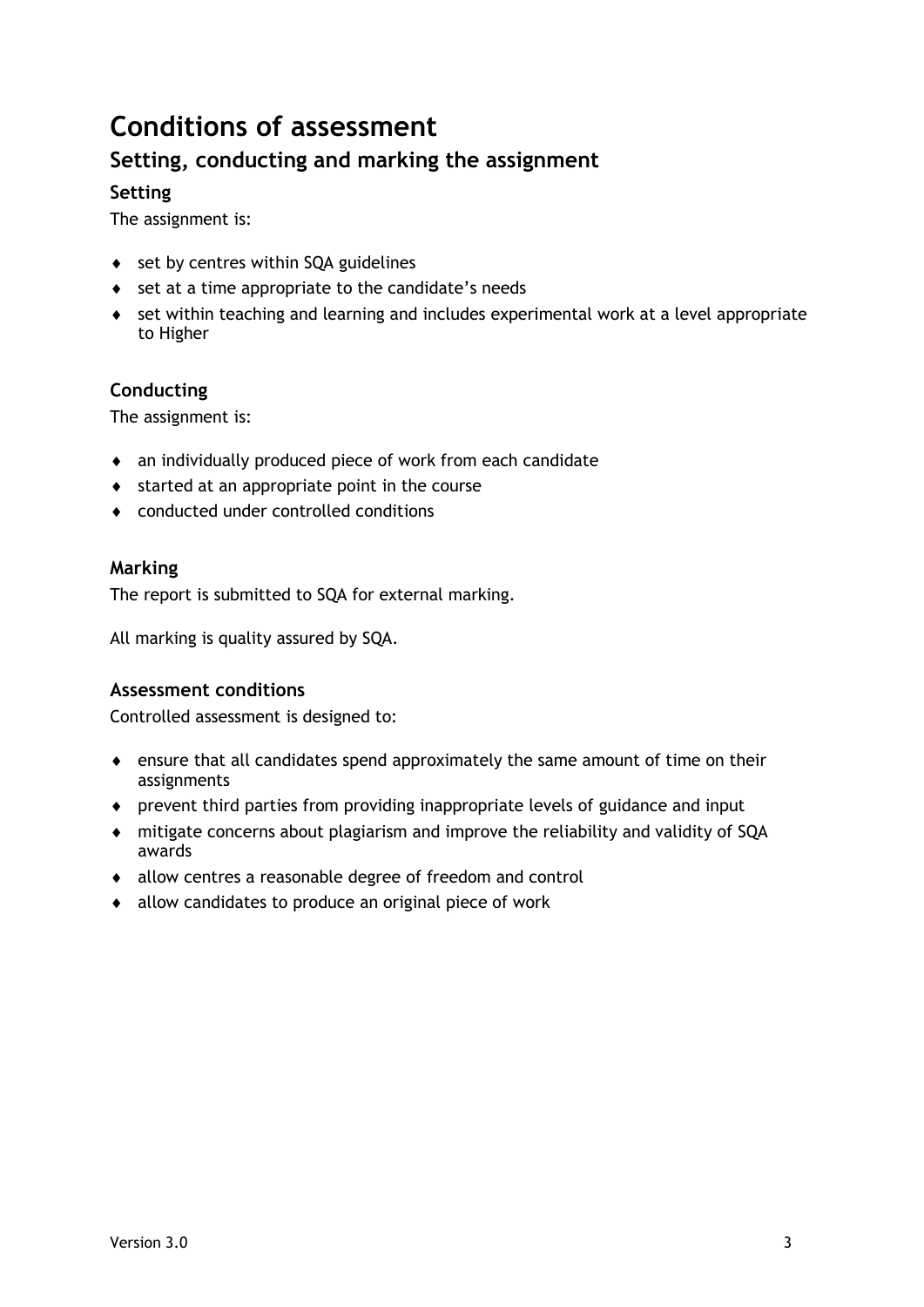# Conditions of assessment

## Setting, conducting and marking the assignment

### Setting

The assignment is:

- set by centres within SQA guidelines
- set at a time appropriate to the candidate's needs
- set within teaching and learning and includes experimental work at a level appropriate to Higher

### Conducting

The assignment is:

- an individually produced piece of work from each candidate
- started at an appropriate point in the course
- conducted under controlled conditions

### Marking

The report is submitted to SQA for external marking.

All marking is quality assured by SQA.

### Assessment conditions

Controlled assessment is designed to:

- ensure that all candidates spend approximately the same amount of time on their assignments
- prevent third parties from providing inappropriate levels of guidance and input
- mitigate concerns about plagiarism and improve the reliability and validity of SQA awards
- allow centres a reasonable degree of freedom and control
- allow candidates to produce an original piece of work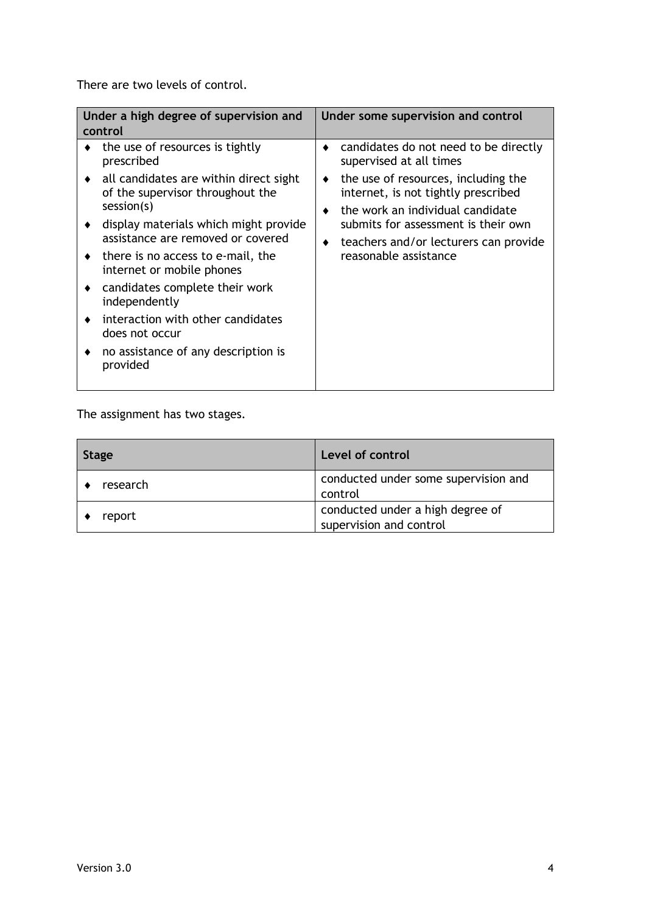There are two levels of control.

| Under a high degree of supervision and control | Under some supervision and control |
|---|---|
| ♦ the use of resources is tightly prescribed<br>♦ all candidates are within direct sight of the supervisor throughout the session(s)<br>♦ display materials which might provide assistance are removed or covered<br>♦ there is no access to e-mail, the internet or mobile phones<br>♦ candidates complete their work independently<br>♦ interaction with other candidates does not occur<br>♦ no assistance of any description is provided | ♦ candidates do not need to be directly supervised at all times<br>♦ the use of resources, including the internet, is not tightly prescribed<br>♦ the work an individual candidate submits for assessment is their own<br>♦ teachers and/or lecturers can provide reasonable assistance |

The assignment has two stages.

| Stage | Level of control |
|---|---|
| ♦ research | conducted under some supervision and control |
| ♦ report | conducted under a high degree of supervision and control |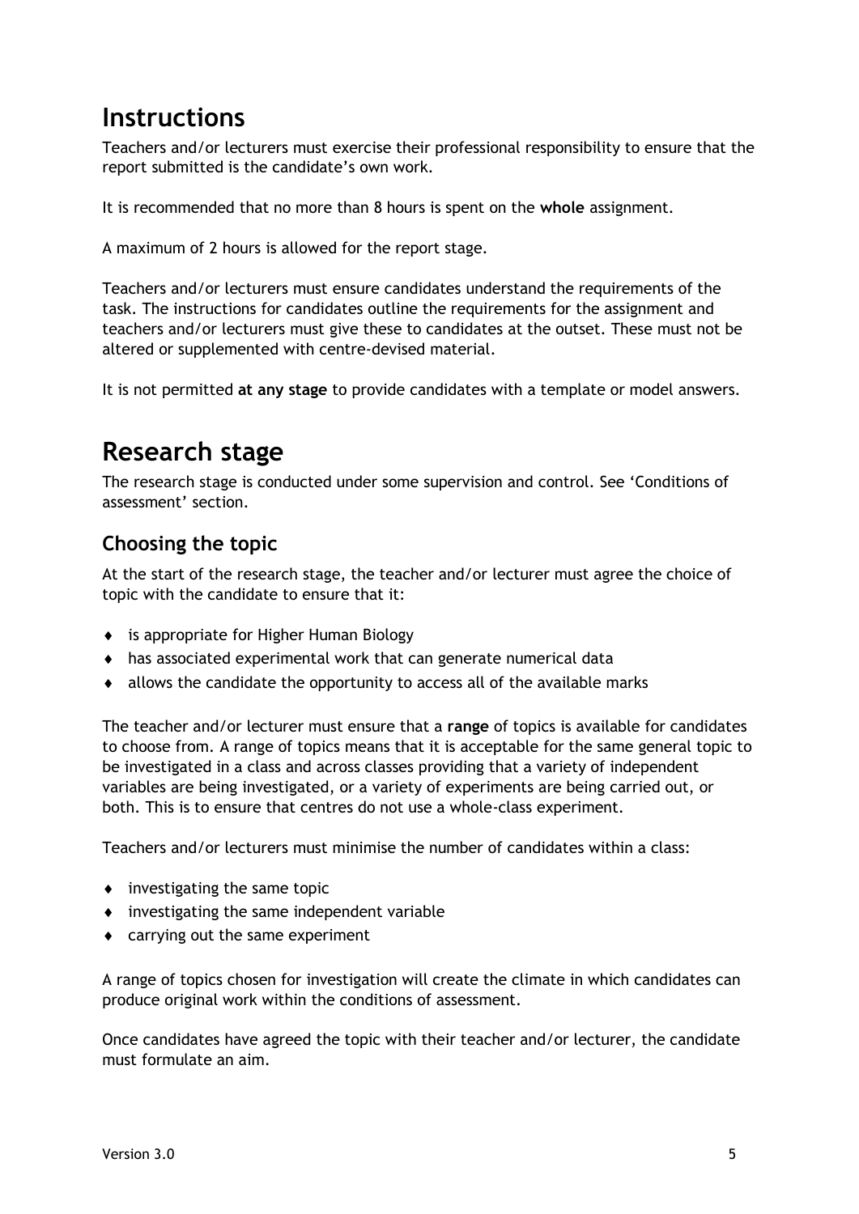# Instructions

Teachers and/or lecturers must exercise their professional responsibility to ensure that the report submitted is the candidate's own work.

It is recommended that no more than 8 hours is spent on the **whole** assignment.

A maximum of 2 hours is allowed for the report stage.

Teachers and/or lecturers must ensure candidates understand the requirements of the task. The instructions for candidates outline the requirements for the assignment and teachers and/or lecturers must give these to candidates at the outset. These must not be altered or supplemented with centre-devised material.

It is not permitted **at any stage** to provide candidates with a template or model answers.

# Research stage

The research stage is conducted under some supervision and control. See 'Conditions of assessment' section.

## Choosing the topic

At the start of the research stage, the teacher and/or lecturer must agree the choice of topic with the candidate to ensure that it:

- is appropriate for Higher Human Biology
- has associated experimental work that can generate numerical data
- allows the candidate the opportunity to access all of the available marks

The teacher and/or lecturer must ensure that a **range** of topics is available for candidates to choose from. A range of topics means that it is acceptable for the same general topic to be investigated in a class and across classes providing that a variety of independent variables are being investigated, or a variety of experiments are being carried out, or both. This is to ensure that centres do not use a whole-class experiment.

Teachers and/or lecturers must minimise the number of candidates within a class:

- investigating the same topic
- investigating the same independent variable
- carrying out the same experiment

A range of topics chosen for investigation will create the climate in which candidates can produce original work within the conditions of assessment.

Once candidates have agreed the topic with their teacher and/or lecturer, the candidate must formulate an aim.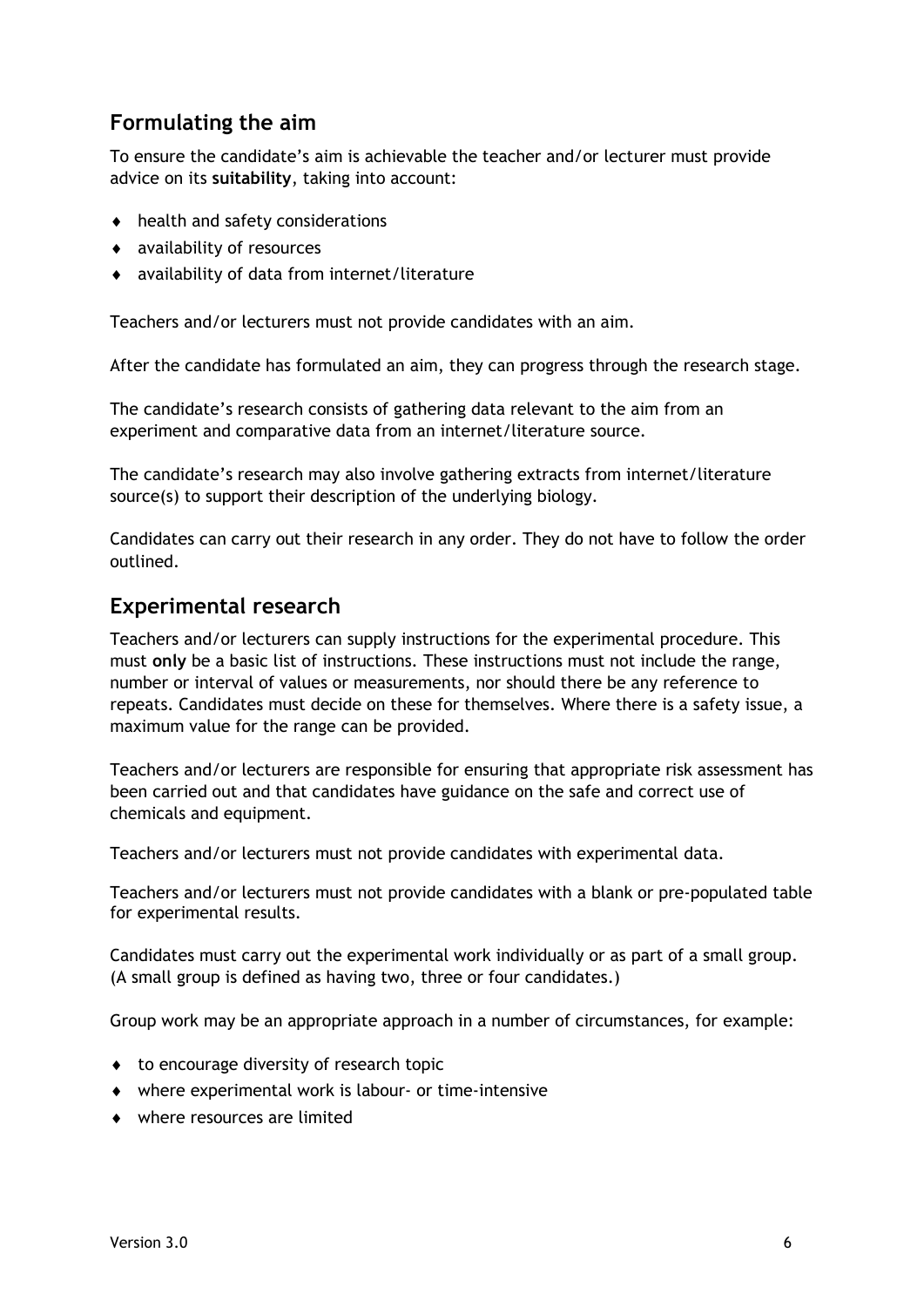## Formulating the aim

To ensure the candidate's aim is achievable the teacher and/or lecturer must provide advice on its **suitability**, taking into account:

- health and safety considerations
- availability of resources
- availability of data from internet/literature

Teachers and/or lecturers must not provide candidates with an aim.

After the candidate has formulated an aim, they can progress through the research stage.

The candidate's research consists of gathering data relevant to the aim from an experiment and comparative data from an internet/literature source.

The candidate's research may also involve gathering extracts from internet/literature source(s) to support their description of the underlying biology.

Candidates can carry out their research in any order. They do not have to follow the order outlined.

## Experimental research

Teachers and/or lecturers can supply instructions for the experimental procedure. This must **only** be a basic list of instructions. These instructions must not include the range, number or interval of values or measurements, nor should there be any reference to repeats. Candidates must decide on these for themselves. Where there is a safety issue, a maximum value for the range can be provided.

Teachers and/or lecturers are responsible for ensuring that appropriate risk assessment has been carried out and that candidates have guidance on the safe and correct use of chemicals and equipment.

Teachers and/or lecturers must not provide candidates with experimental data.

Teachers and/or lecturers must not provide candidates with a blank or pre-populated table for experimental results.

Candidates must carry out the experimental work individually or as part of a small group. (A small group is defined as having two, three or four candidates.)

Group work may be an appropriate approach in a number of circumstances, for example:

- to encourage diversity of research topic
- where experimental work is labour- or time-intensive
- where resources are limited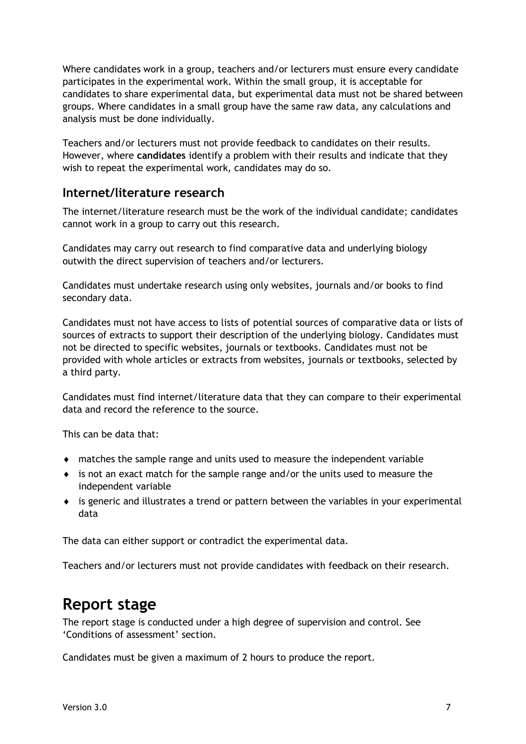Where candidates work in a group, teachers and/or lecturers must ensure every candidate participates in the experimental work. Within the small group, it is acceptable for candidates to share experimental data, but experimental data must not be shared between groups. Where candidates in a small group have the same raw data, any calculations and analysis must be done individually.

Teachers and/or lecturers must not provide feedback to candidates on their results. However, where **candidates** identify a problem with their results and indicate that they wish to repeat the experimental work, candidates may do so.

### Internet/literature research

The internet/literature research must be the work of the individual candidate; candidates cannot work in a group to carry out this research.

Candidates may carry out research to find comparative data and underlying biology outwith the direct supervision of teachers and/or lecturers.

Candidates must undertake research using only websites, journals and/or books to find secondary data.

Candidates must not have access to lists of potential sources of comparative data or lists of sources of extracts to support their description of the underlying biology. Candidates must not be directed to specific websites, journals or textbooks. Candidates must not be provided with whole articles or extracts from websites, journals or textbooks, selected by a third party.

Candidates must find internet/literature data that they can compare to their experimental data and record the reference to the source.

This can be data that:

- matches the sample range and units used to measure the independent variable
- is not an exact match for the sample range and/or the units used to measure the independent variable
- is generic and illustrates a trend or pattern between the variables in your experimental data

The data can either support or contradict the experimental data.

Teachers and/or lecturers must not provide candidates with feedback on their research.

## Report stage

The report stage is conducted under a high degree of supervision and control. See 'Conditions of assessment' section.

Candidates must be given a maximum of 2 hours to produce the report.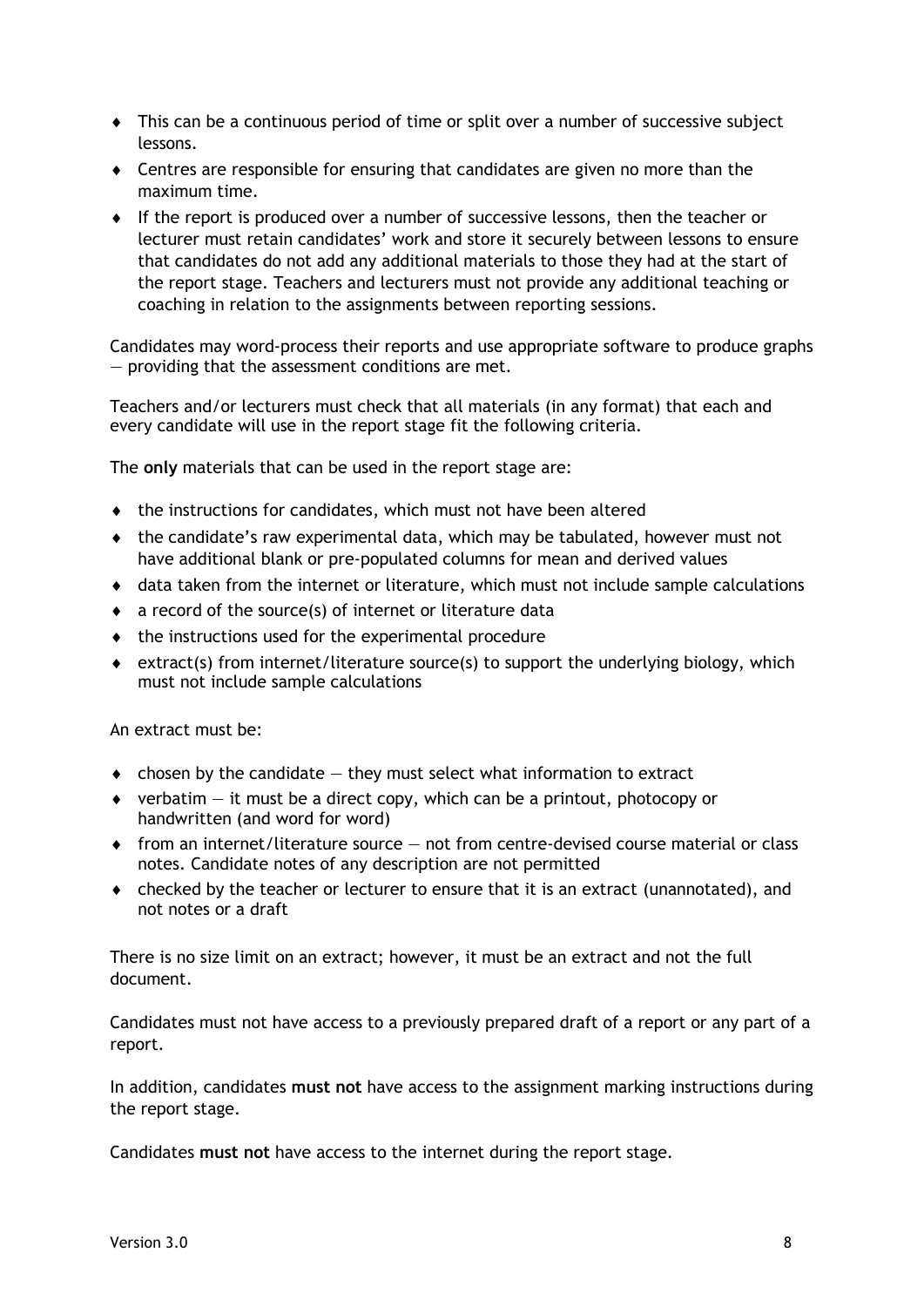- This can be a continuous period of time or split over a number of successive subject lessons.
- Centres are responsible for ensuring that candidates are given no more than the maximum time.
- If the report is produced over a number of successive lessons, then the teacher or lecturer must retain candidates' work and store it securely between lessons to ensure that candidates do not add any additional materials to those they had at the start of the report stage. Teachers and lecturers must not provide any additional teaching or coaching in relation to the assignments between reporting sessions.

Candidates may word-process their reports and use appropriate software to produce graphs — providing that the assessment conditions are met.

Teachers and/or lecturers must check that all materials (in any format) that each and every candidate will use in the report stage fit the following criteria.

The **only** materials that can be used in the report stage are:

- the instructions for candidates, which must not have been altered
- the candidate's raw experimental data, which may be tabulated, however must not have additional blank or pre-populated columns for mean and derived values
- data taken from the internet or literature, which must not include sample calculations
- a record of the source(s) of internet or literature data
- the instructions used for the experimental procedure
- extract(s) from internet/literature source(s) to support the underlying biology, which must not include sample calculations

An extract must be:

- chosen by the candidate — they must select what information to extract
- verbatim — it must be a direct copy, which can be a printout, photocopy or handwritten (and word for word)
- from an internet/literature source — not from centre-devised course material or class notes. Candidate notes of any description are not permitted
- checked by the teacher or lecturer to ensure that it is an extract (unannotated), and not notes or a draft

There is no size limit on an extract; however, it must be an extract and not the full document.

Candidates must not have access to a previously prepared draft of a report or any part of a report.

In addition, candidates **must not** have access to the assignment marking instructions during the report stage.

Candidates **must not** have access to the internet during the report stage.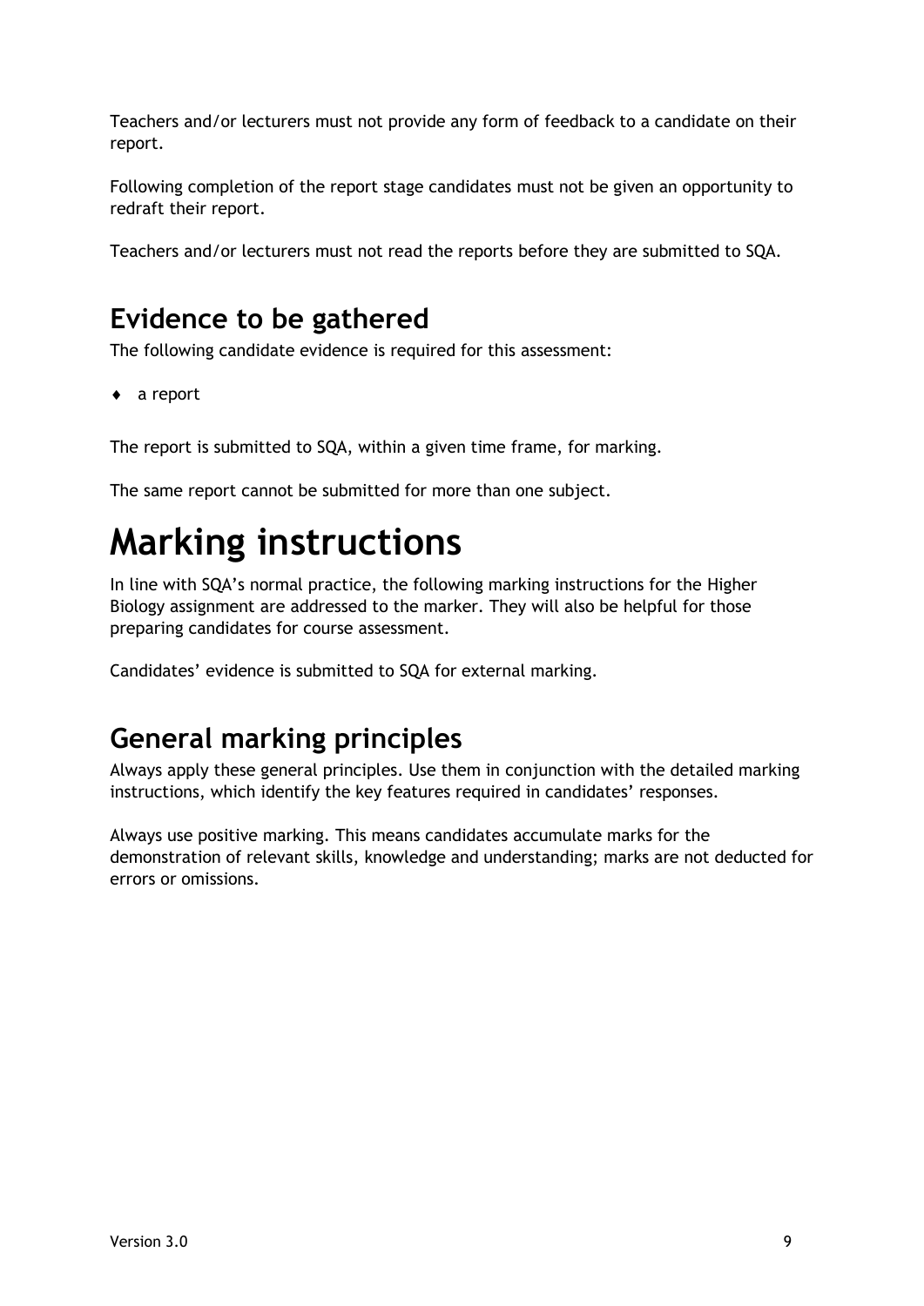Teachers and/or lecturers must not provide any form of feedback to a candidate on their report.

Following completion of the report stage candidates must not be given an opportunity to redraft their report.

Teachers and/or lecturers must not read the reports before they are submitted to SQA.

## Evidence to be gathered

The following candidate evidence is required for this assessment:

- a report

The report is submitted to SQA, within a given time frame, for marking.

The same report cannot be submitted for more than one subject.

# Marking instructions

In line with SQA's normal practice, the following marking instructions for the Higher Biology assignment are addressed to the marker. They will also be helpful for those preparing candidates for course assessment.

Candidates' evidence is submitted to SQA for external marking.

## General marking principles

Always apply these general principles. Use them in conjunction with the detailed marking instructions, which identify the key features required in candidates' responses.

Always use positive marking. This means candidates accumulate marks for the demonstration of relevant skills, knowledge and understanding; marks are not deducted for errors or omissions.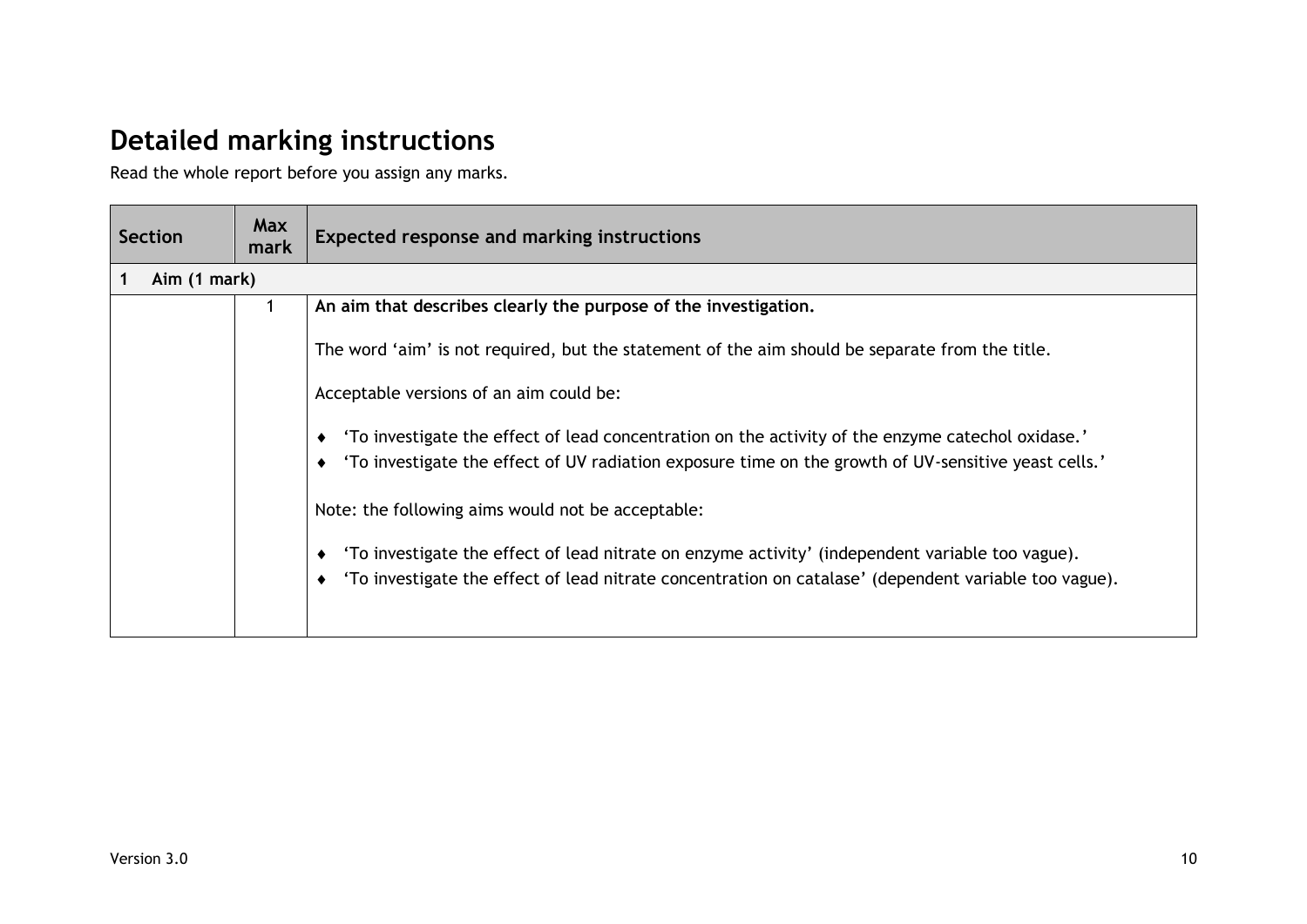## Detailed marking instructions

Read the whole report before you assign any marks.

| Section | Max mark | Expected response and marking instructions |
|---|---|---|
| **1 Aim (1 mark)** | | |
| | 1 | **An aim that describes clearly the purpose of the investigation.**<br><br>The word 'aim' is not required, but the statement of the aim should be separate from the title.<br><br>Acceptable versions of an aim could be:<br><br>♦ 'To investigate the effect of lead concentration on the activity of the enzyme catechol oxidase.'<br>♦ 'To investigate the effect of UV radiation exposure time on the growth of UV-sensitive yeast cells.'<br><br>Note: the following aims would not be acceptable:<br><br>♦ 'To investigate the effect of lead nitrate on enzyme activity' (independent variable too vague).<br>♦ 'To investigate the effect of lead nitrate concentration on catalase' (dependent variable too vague). |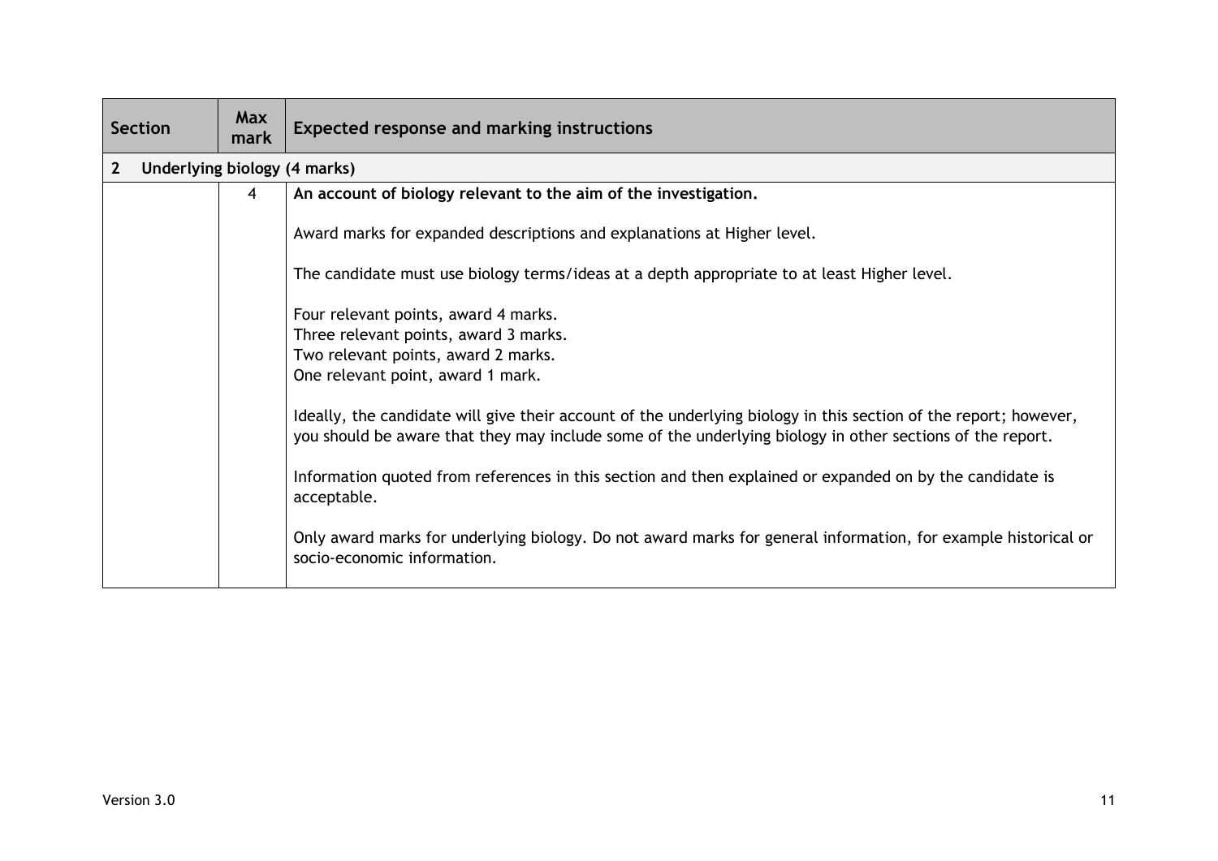| Section | Max mark | Expected response and marking instructions |
| --- | --- | --- |
| **2 Underlying biology (4 marks)** | | |
| | 4 | **An account of biology relevant to the aim of the investigation.**<br><br>Award marks for expanded descriptions and explanations at Higher level.<br><br>The candidate must use biology terms/ideas at a depth appropriate to at least Higher level.<br><br>Four relevant points, award 4 marks.<br>Three relevant points, award 3 marks.<br>Two relevant points, award 2 marks.<br>One relevant point, award 1 mark.<br><br>Ideally, the candidate will give their account of the underlying biology in this section of the report; however, you should be aware that they may include some of the underlying biology in other sections of the report.<br><br>Information quoted from references in this section and then explained or expanded on by the candidate is acceptable.<br><br>Only award marks for underlying biology. Do not award marks for general information, for example historical or socio-economic information. |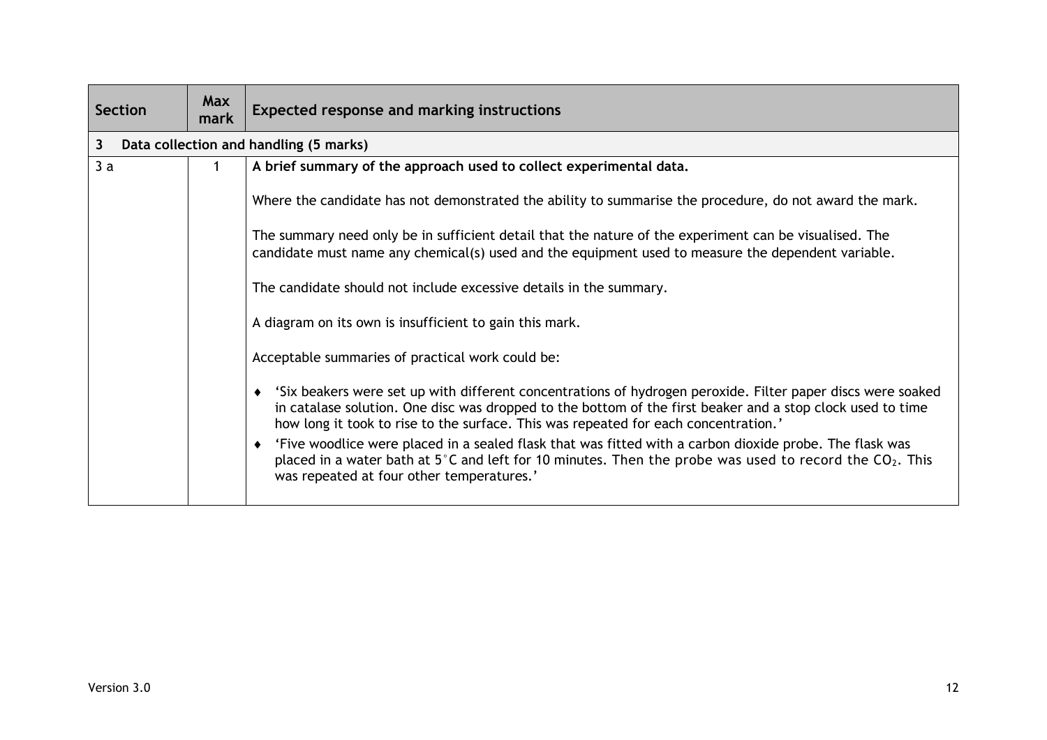| Section | Max mark | Expected response and marking instructions |
|---|---|---|
| **3 Data collection and handling (5 marks)** | | |
| 3 a | 1 | **A brief summary of the approach used to collect experimental data.**<br><br>Where the candidate has not demonstrated the ability to summarise the procedure, do not award the mark.<br><br>The summary need only be in sufficient detail that the nature of the experiment can be visualised. The candidate must name any chemical(s) used and the equipment used to measure the dependent variable.<br><br>The candidate should not include excessive details in the summary.<br><br>A diagram on its own is insufficient to gain this mark.<br><br>Acceptable summaries of practical work could be:<br><br>♦ 'Six beakers were set up with different concentrations of hydrogen peroxide. Filter paper discs were soaked in catalase solution. One disc was dropped to the bottom of the first beaker and a stop clock used to time how long it took to rise to the surface. This was repeated for each concentration.'<br>♦ 'Five woodlice were placed in a sealed flask that was fitted with a carbon dioxide probe. The flask was placed in a water bath at 5°C and left for 10 minutes. Then the probe was used to record the $CO_2$. This was repeated at four other temperatures.' |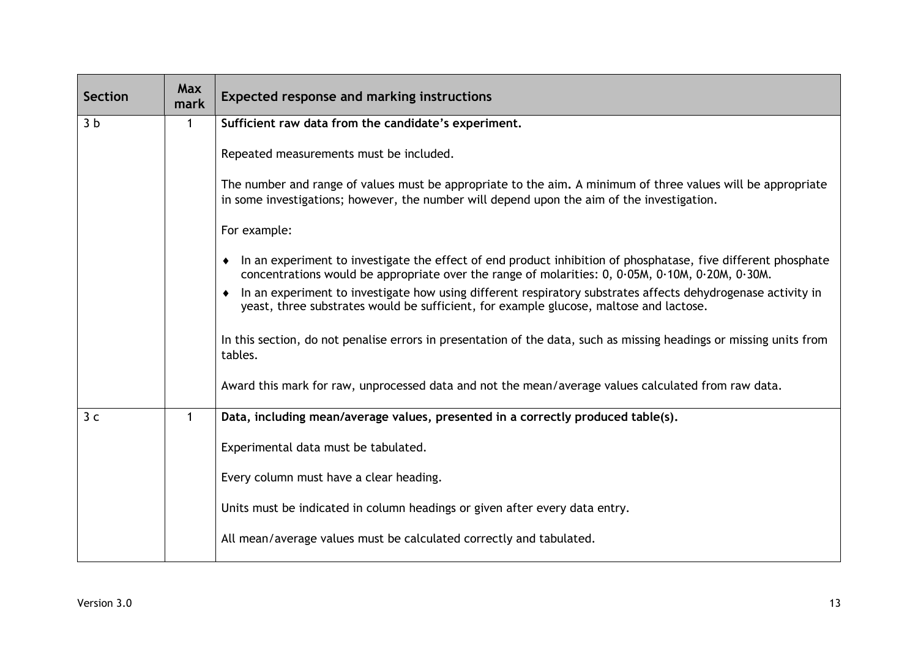| Section | Max mark | Expected response and marking instructions |
|---|---|---|
| 3 b | 1 | **Sufficient raw data from the candidate's experiment.**<br><br>Repeated measurements must be included.<br><br>The number and range of values must be appropriate to the aim. A minimum of three values will be appropriate in some investigations; however, the number will depend upon the aim of the investigation.<br><br>For example:<br><br>♦ In an experiment to investigate the effect of end product inhibition of phosphatase, five different phosphate concentrations would be appropriate over the range of molarities: 0, 0·05M, 0·10M, 0·20M, 0·30M.<br>♦ In an experiment to investigate how using different respiratory substrates affects dehydrogenase activity in yeast, three substrates would be sufficient, for example glucose, maltose and lactose.<br><br>In this section, do not penalise errors in presentation of the data, such as missing headings or missing units from tables.<br><br>Award this mark for raw, unprocessed data and not the mean/average values calculated from raw data. |
| 3 c | 1 | **Data, including mean/average values, presented in a correctly produced table(s).**<br><br>Experimental data must be tabulated.<br><br>Every column must have a clear heading.<br><br>Units must be indicated in column headings or given after every data entry.<br><br>All mean/average values must be calculated correctly and tabulated. |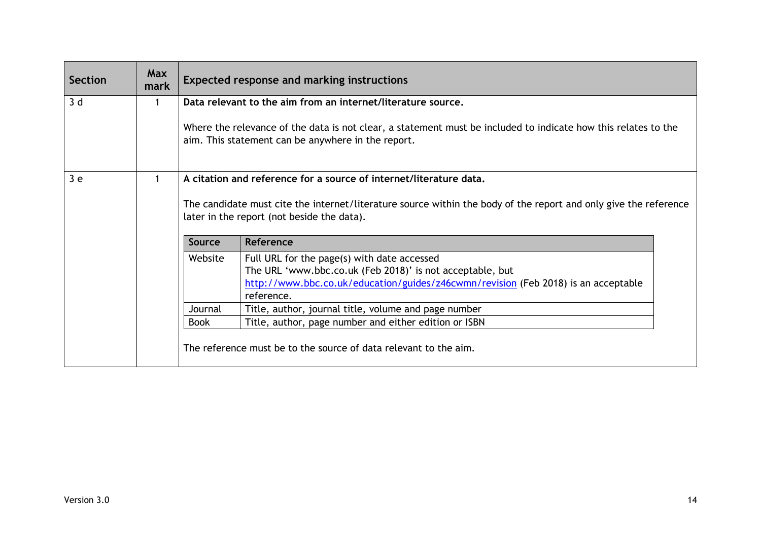| Section | Max mark | Expected response and marking instructions |
|---|---|---|
| 3 d | 1 | **Data relevant to the aim from an internet/literature source.**<br><br>Where the relevance of the data is not clear, a statement must be included to indicate how this relates to the aim. This statement can be anywhere in the report. |
| 3 e | 1 | **A citation and reference for a source of internet/literature data.**<br><br>The candidate must cite the internet/literature source within the body of the report and only give the reference later in the report (not beside the data).<br><br>**Source** — **Reference**<br>Website — Full URL for the page(s) with date accessed. The URL 'www.bbc.co.uk (Feb 2018)' is not acceptable, but http://www.bbc.co.uk/education/guides/z46cwmn/revision (Feb 2018) is an acceptable reference.<br>Journal — Title, author, journal title, volume and page number<br>Book — Title, author, page number and either edition or ISBN<br><br>The reference must be to the source of data relevant to the aim. |

| Source | Reference |
|---|---|
| Website | Full URL for the page(s) with date accessed<br>The URL 'www.bbc.co.uk (Feb 2018)' is not acceptable, but http://www.bbc.co.uk/education/guides/z46cwmn/revision (Feb 2018) is an acceptable reference. |
| Journal | Title, author, journal title, volume and page number |
| Book | Title, author, page number and either edition or ISBN |

Version 3.0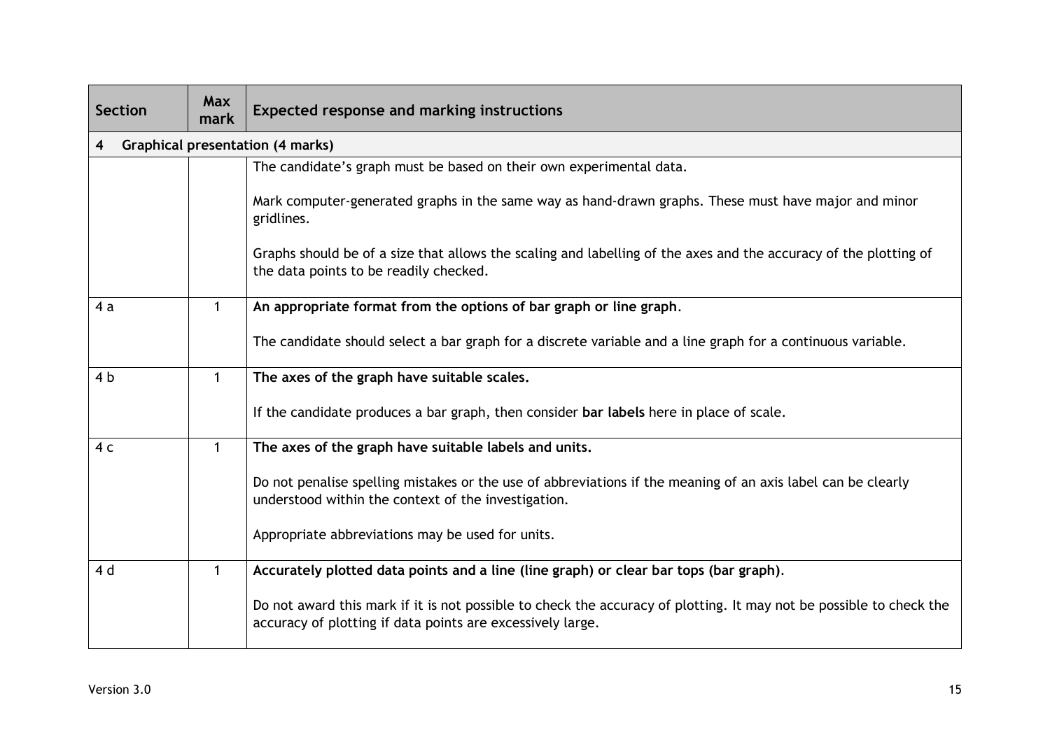| Section | Max mark | Expected response and marking instructions |
|---|---|---|
| **4 Graphical presentation (4 marks)** | | |
| | | The candidate's graph must be based on their own experimental data.<br><br>Mark computer-generated graphs in the same way as hand-drawn graphs. These must have major and minor gridlines.<br><br>Graphs should be of a size that allows the scaling and labelling of the axes and the accuracy of the plotting of the data points to be readily checked. |
| 4 a | 1 | **An appropriate format from the options of bar graph or line graph**.<br><br>The candidate should select a bar graph for a discrete variable and a line graph for a continuous variable. |
| 4 b | 1 | **The axes of the graph have suitable scales.**<br><br>If the candidate produces a bar graph, then consider **bar labels** here in place of scale. |
| 4 c | 1 | **The axes of the graph have suitable labels and units.**<br><br>Do not penalise spelling mistakes or the use of abbreviations if the meaning of an axis label can be clearly understood within the context of the investigation.<br><br>Appropriate abbreviations may be used for units. |
| 4 d | 1 | **Accurately plotted data points and a line (line graph) or clear bar tops (bar graph)**.<br><br>Do not award this mark if it is not possible to check the accuracy of plotting. It may not be possible to check the accuracy of plotting if data points are excessively large. |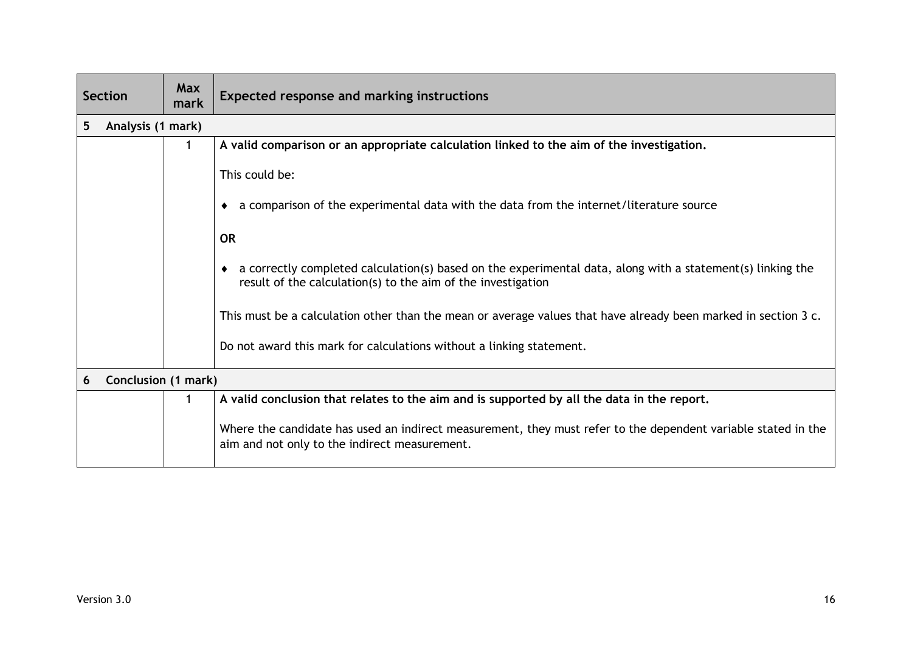| Section | Max mark | Expected response and marking instructions |
|---|---|---|
| **5 Analysis (1 mark)** | | |
| | 1 | **A valid comparison or an appropriate calculation linked to the aim of the investigation.**<br><br>This could be:<br><br>♦ a comparison of the experimental data with the data from the internet/literature source<br><br>**OR**<br><br>♦ a correctly completed calculation(s) based on the experimental data, along with a statement(s) linking the result of the calculation(s) to the aim of the investigation<br><br>This must be a calculation other than the mean or average values that have already been marked in section 3 c.<br><br>Do not award this mark for calculations without a linking statement. |
| **6 Conclusion (1 mark)** | | |
| | 1 | **A valid conclusion that relates to the aim and is supported by all the data in the report.**<br><br>Where the candidate has used an indirect measurement, they must refer to the dependent variable stated in the aim and not only to the indirect measurement. |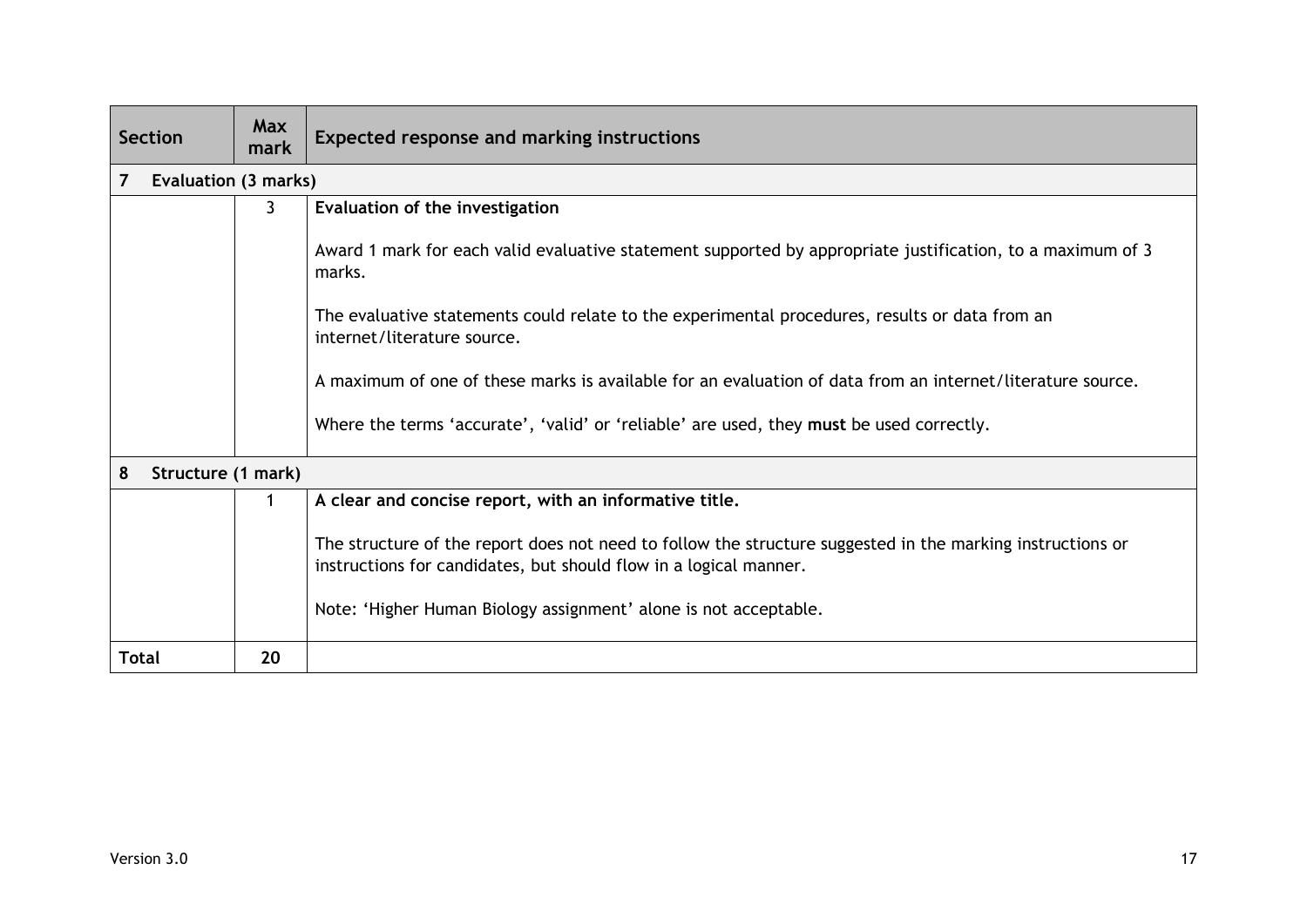| Section | Max mark | Expected response and marking instructions |
|---|---|---|
| **7 Evaluation (3 marks)** | | |
| | 3 | **Evaluation of the investigation**<br><br>Award 1 mark for each valid evaluative statement supported by appropriate justification, to a maximum of 3 marks.<br><br>The evaluative statements could relate to the experimental procedures, results or data from an internet/literature source.<br><br>A maximum of one of these marks is available for an evaluation of data from an internet/literature source.<br><br>Where the terms 'accurate', 'valid' or 'reliable' are used, they **must** be used correctly. |
| **8 Structure (1 mark)** | | |
| | 1 | **A clear and concise report, with an informative title.**<br><br>The structure of the report does not need to follow the structure suggested in the marking instructions or instructions for candidates, but should flow in a logical manner.<br><br>Note: 'Higher Human Biology assignment' alone is not acceptable. |
| **Total** | **20** | |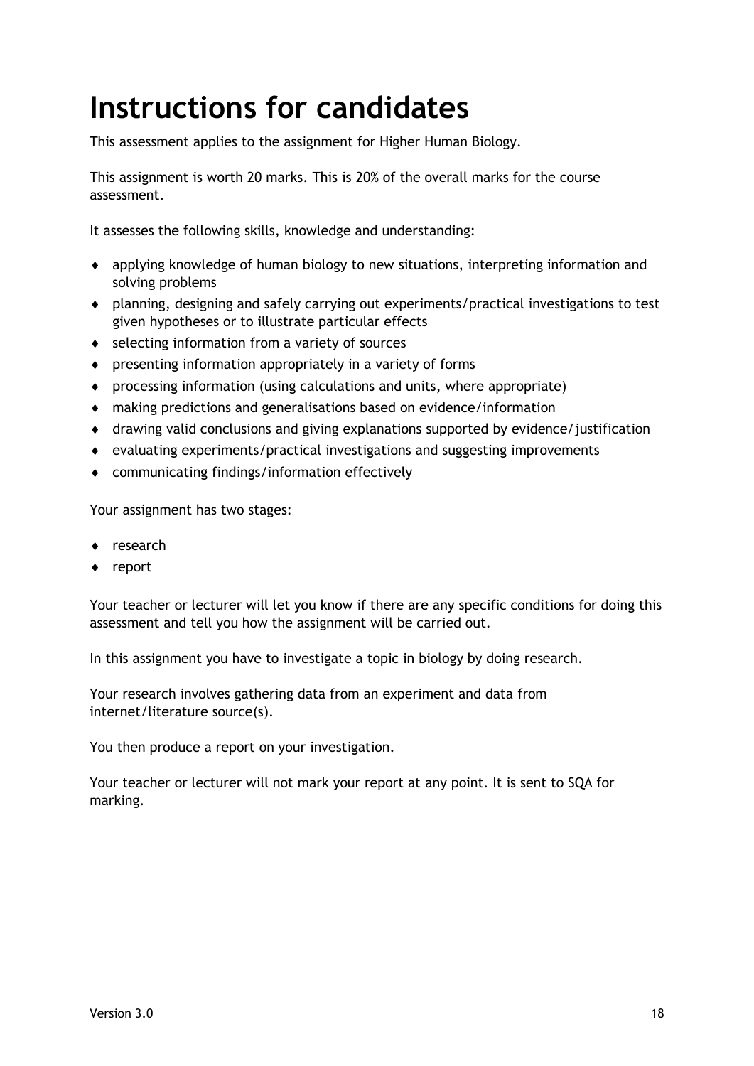# Instructions for candidates

This assessment applies to the assignment for Higher Human Biology.

This assignment is worth 20 marks. This is 20% of the overall marks for the course assessment.

It assesses the following skills, knowledge and understanding:

- applying knowledge of human biology to new situations, interpreting information and solving problems
- planning, designing and safely carrying out experiments/practical investigations to test given hypotheses or to illustrate particular effects
- selecting information from a variety of sources
- presenting information appropriately in a variety of forms
- processing information (using calculations and units, where appropriate)
- making predictions and generalisations based on evidence/information
- drawing valid conclusions and giving explanations supported by evidence/justification
- evaluating experiments/practical investigations and suggesting improvements
- communicating findings/information effectively

Your assignment has two stages:

- research
- report

Your teacher or lecturer will let you know if there are any specific conditions for doing this assessment and tell you how the assignment will be carried out.

In this assignment you have to investigate a topic in biology by doing research.

Your research involves gathering data from an experiment and data from internet/literature source(s).

You then produce a report on your investigation.

Your teacher or lecturer will not mark your report at any point. It is sent to SQA for marking.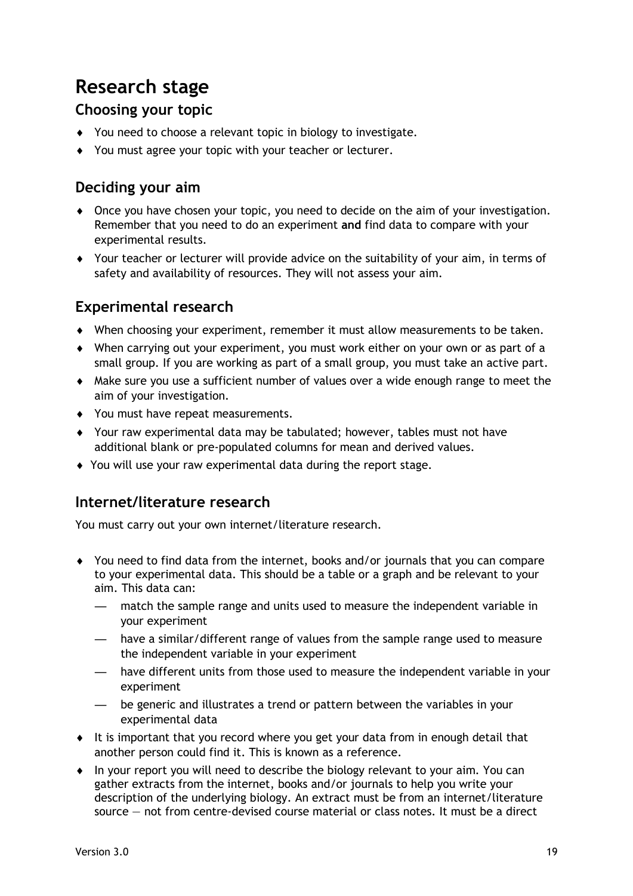# Research stage

## Choosing your topic

- You need to choose a relevant topic in biology to investigate.
- You must agree your topic with your teacher or lecturer.

## Deciding your aim

- Once you have chosen your topic, you need to decide on the aim of your investigation. Remember that you need to do an experiment **and** find data to compare with your experimental results.
- Your teacher or lecturer will provide advice on the suitability of your aim, in terms of safety and availability of resources. They will not assess your aim.

## Experimental research

- When choosing your experiment, remember it must allow measurements to be taken.
- When carrying out your experiment, you must work either on your own or as part of a small group. If you are working as part of a small group, you must take an active part.
- Make sure you use a sufficient number of values over a wide enough range to meet the aim of your investigation.
- You must have repeat measurements.
- Your raw experimental data may be tabulated; however, tables must not have additional blank or pre-populated columns for mean and derived values.
- You will use your raw experimental data during the report stage.

## Internet/literature research

You must carry out your own internet/literature research.

- You need to find data from the internet, books and/or journals that you can compare to your experimental data. This should be a table or a graph and be relevant to your aim. This data can:
  - match the sample range and units used to measure the independent variable in your experiment
  - have a similar/different range of values from the sample range used to measure the independent variable in your experiment
  - have different units from those used to measure the independent variable in your experiment
  - be generic and illustrates a trend or pattern between the variables in your experimental data
- It is important that you record where you get your data from in enough detail that another person could find it. This is known as a reference.
- In your report you will need to describe the biology relevant to your aim. You can gather extracts from the internet, books and/or journals to help you write your description of the underlying biology. An extract must be from an internet/literature source — not from centre-devised course material or class notes. It must be a direct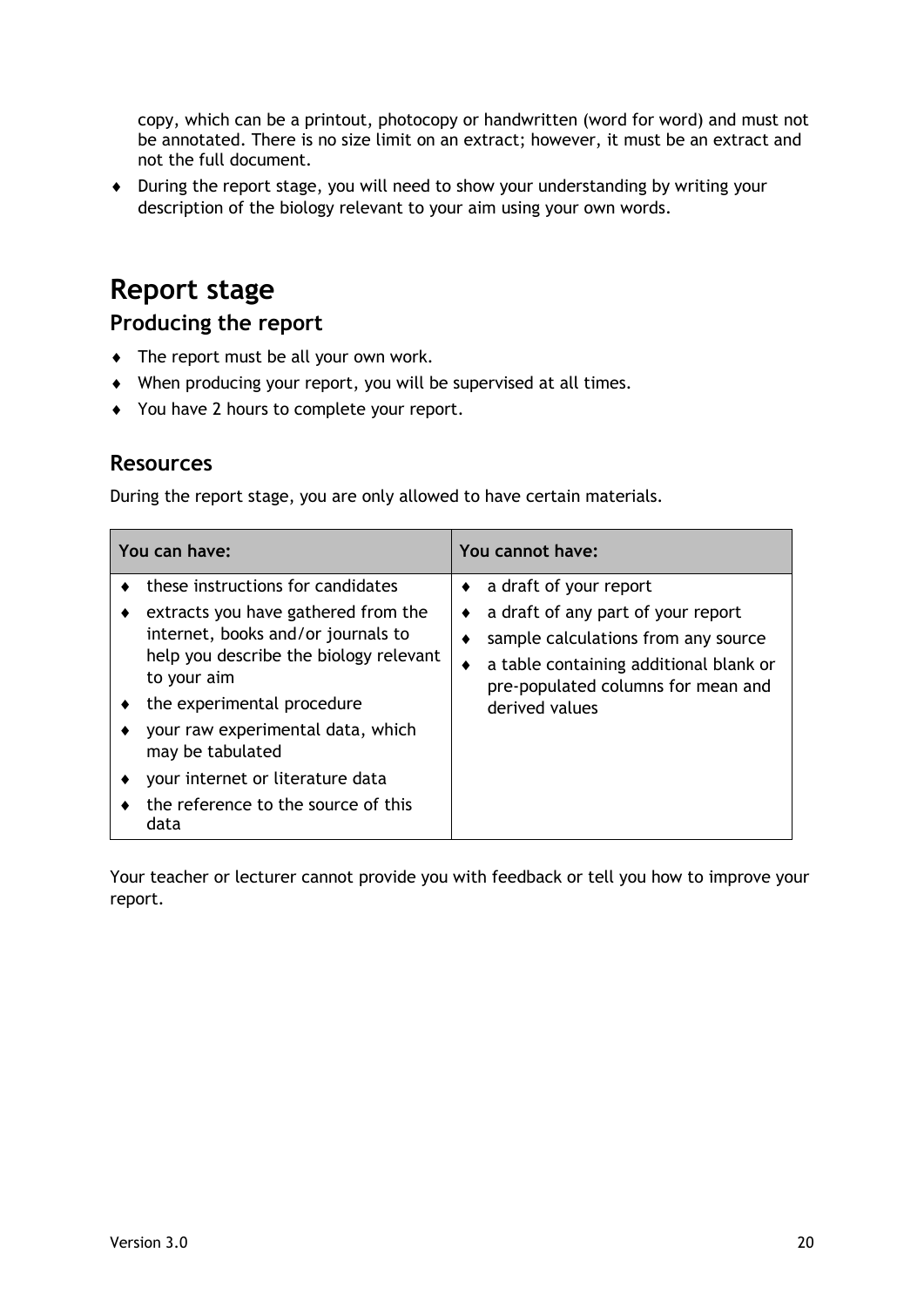copy, which can be a printout, photocopy or handwritten (word for word) and must not be annotated. There is no size limit on an extract; however, it must be an extract and not the full document.

- During the report stage, you will need to show your understanding by writing your description of the biology relevant to your aim using your own words.

# Report stage

## Producing the report

- The report must be all your own work.
- When producing your report, you will be supervised at all times.
- You have 2 hours to complete your report.

## Resources

During the report stage, you are only allowed to have certain materials.

| You can have: | You cannot have: |
|---|---|
| ♦ these instructions for candidates<br>♦ extracts you have gathered from the internet, books and/or journals to help you describe the biology relevant to your aim<br>♦ the experimental procedure<br>♦ your raw experimental data, which may be tabulated<br>♦ your internet or literature data<br>♦ the reference to the source of this data | ♦ a draft of your report<br>♦ a draft of any part of your report<br>♦ sample calculations from any source<br>♦ a table containing additional blank or pre-populated columns for mean and derived values |

Your teacher or lecturer cannot provide you with feedback or tell you how to improve your report.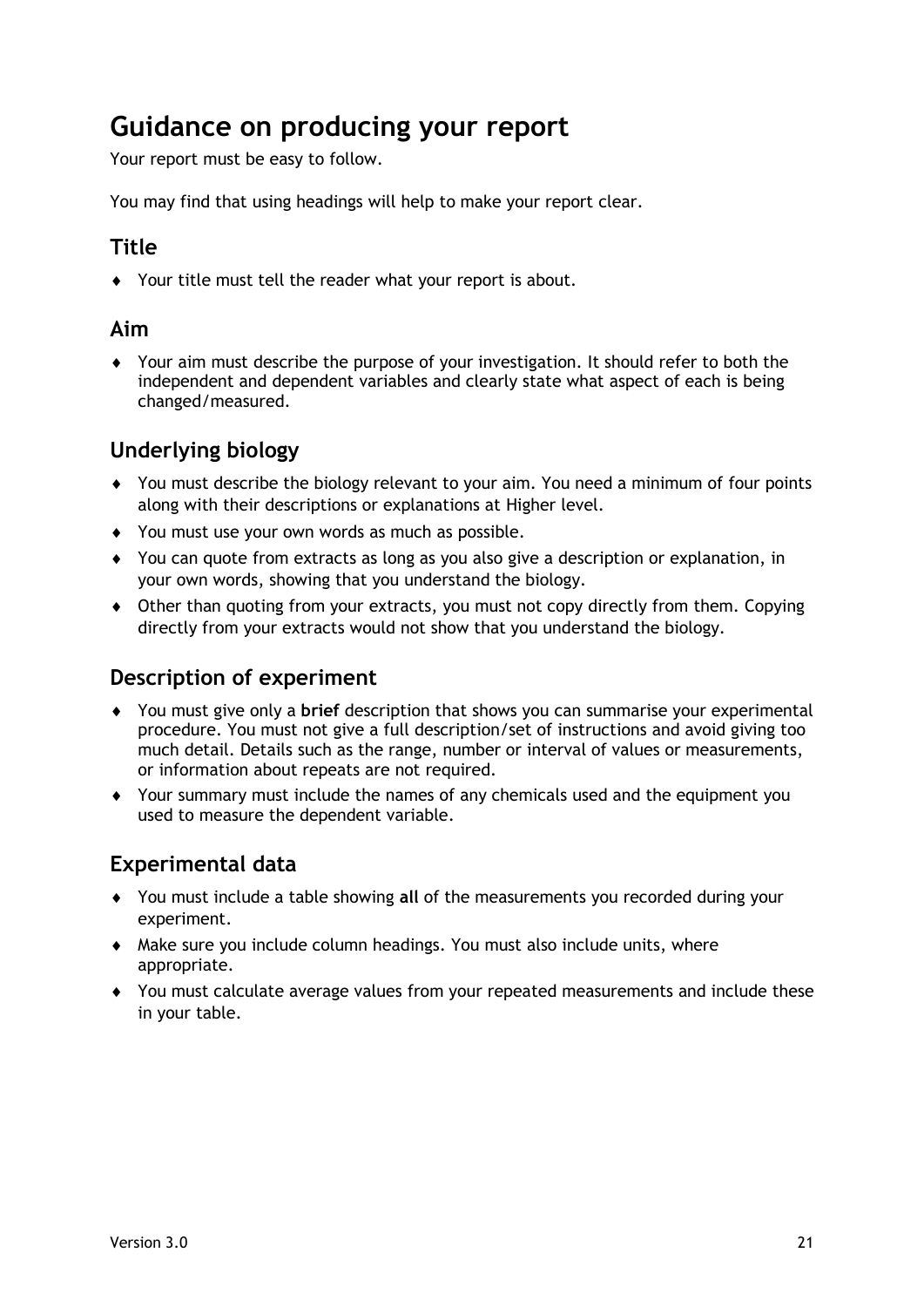# Guidance on producing your report

Your report must be easy to follow.

You may find that using headings will help to make your report clear.

## Title

- Your title must tell the reader what your report is about.

## Aim

- Your aim must describe the purpose of your investigation. It should refer to both the independent and dependent variables and clearly state what aspect of each is being changed/measured.

## Underlying biology

- You must describe the biology relevant to your aim. You need a minimum of four points along with their descriptions or explanations at Higher level.
- You must use your own words as much as possible.
- You can quote from extracts as long as you also give a description or explanation, in your own words, showing that you understand the biology.
- Other than quoting from your extracts, you must not copy directly from them. Copying directly from your extracts would not show that you understand the biology.

## Description of experiment

- You must give only a **brief** description that shows you can summarise your experimental procedure. You must not give a full description/set of instructions and avoid giving too much detail. Details such as the range, number or interval of values or measurements, or information about repeats are not required.
- Your summary must include the names of any chemicals used and the equipment you used to measure the dependent variable.

## Experimental data

- You must include a table showing **all** of the measurements you recorded during your experiment.
- Make sure you include column headings. You must also include units, where appropriate.
- You must calculate average values from your repeated measurements and include these in your table.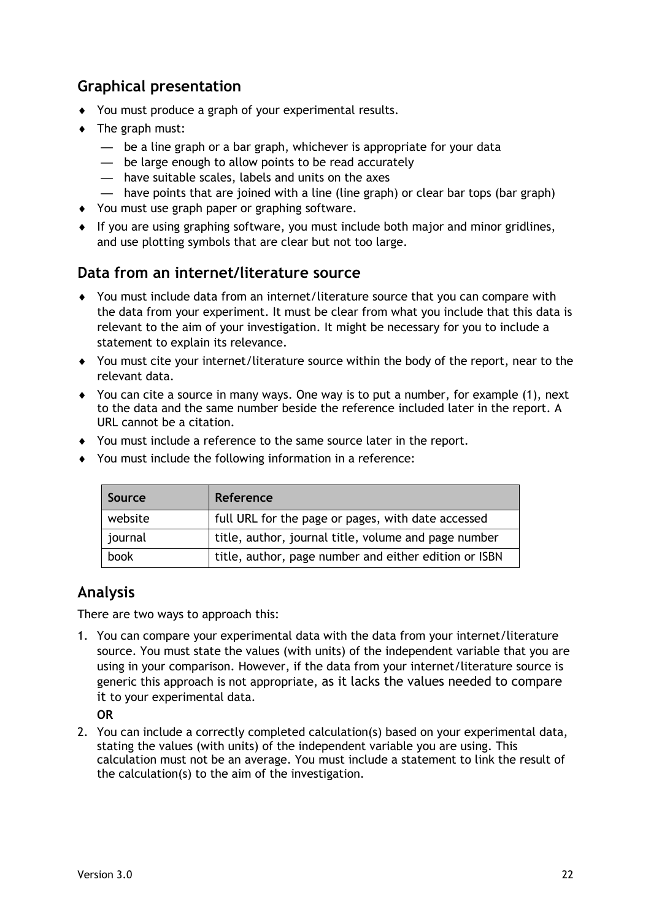## Graphical presentation

- You must produce a graph of your experimental results.
- The graph must:
  - — be a line graph or a bar graph, whichever is appropriate for your data
  - — be large enough to allow points to be read accurately
  - — have suitable scales, labels and units on the axes
  - — have points that are joined with a line (line graph) or clear bar tops (bar graph)
- You must use graph paper or graphing software.
- If you are using graphing software, you must include both major and minor gridlines, and use plotting symbols that are clear but not too large.

## Data from an internet/literature source

- You must include data from an internet/literature source that you can compare with the data from your experiment. It must be clear from what you include that this data is relevant to the aim of your investigation. It might be necessary for you to include a statement to explain its relevance.
- You must cite your internet/literature source within the body of the report, near to the relevant data.
- You can cite a source in many ways. One way is to put a number, for example (1), next to the data and the same number beside the reference included later in the report. A URL cannot be a citation.
- You must include a reference to the same source later in the report.
- You must include the following information in a reference:

| Source | Reference |
|---|---|
| website | full URL for the page or pages, with date accessed |
| journal | title, author, journal title, volume and page number |
| book | title, author, page number and either edition or ISBN |

## Analysis

There are two ways to approach this:

1. You can compare your experimental data with the data from your internet/literature source. You must state the values (with units) of the independent variable that you are using in your comparison. However, if the data from your internet/literature source is generic this approach is not appropriate, as it lacks the values needed to compare it to your experimental data.

   **OR**

2. You can include a correctly completed calculation(s) based on your experimental data, stating the values (with units) of the independent variable you are using. This calculation must not be an average. You must include a statement to link the result of the calculation(s) to the aim of the investigation.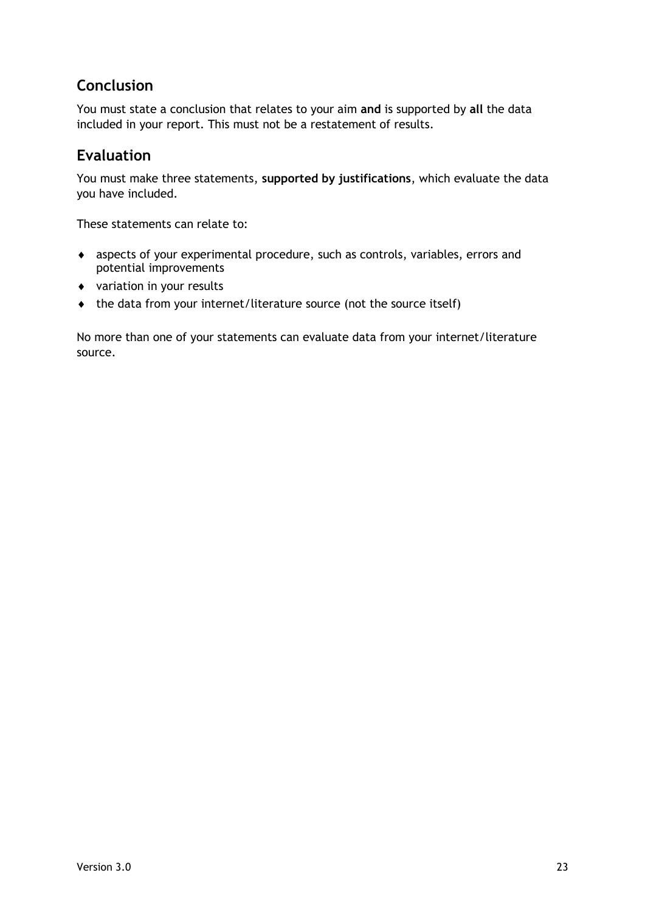## Conclusion

You must state a conclusion that relates to your aim **and** is supported by **all** the data included in your report. This must not be a restatement of results.

## Evaluation

You must make three statements, **supported by justifications**, which evaluate the data you have included.

These statements can relate to:

- aspects of your experimental procedure, such as controls, variables, errors and potential improvements
- variation in your results
- the data from your internet/literature source (not the source itself)

No more than one of your statements can evaluate data from your internet/literature source.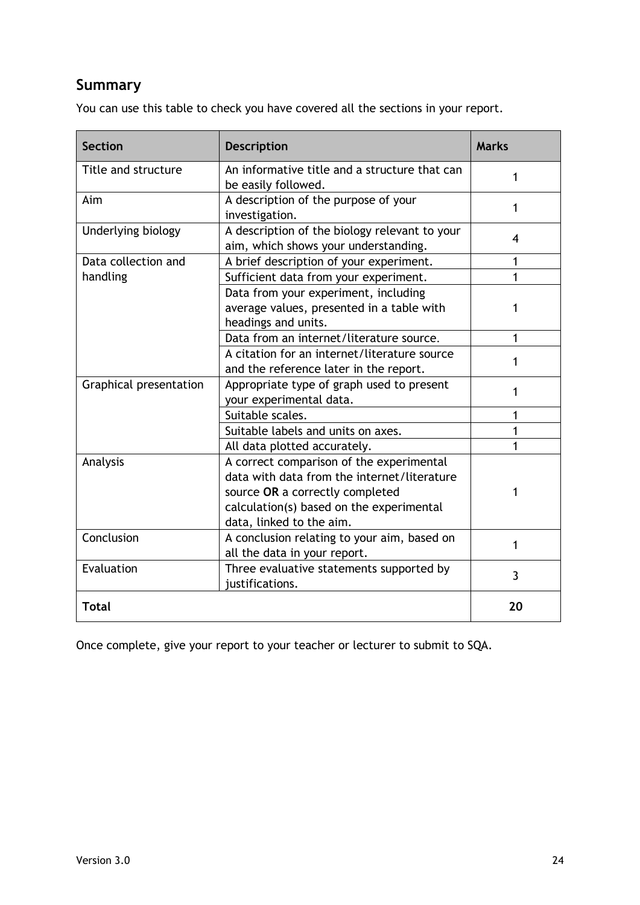## Summary

You can use this table to check you have covered all the sections in your report.

| Section | Description | Marks |
|---|---|---|
| Title and structure | An informative title and a structure that can be easily followed. | 1 |
| Aim | A description of the purpose of your investigation. | 1 |
| Underlying biology | A description of the biology relevant to your aim, which shows your understanding. | 4 |
| Data collection and handling | A brief description of your experiment. | 1 |
| | Sufficient data from your experiment. | 1 |
| | Data from your experiment, including average values, presented in a table with headings and units. | 1 |
| | Data from an internet/literature source. | 1 |
| | A citation for an internet/literature source and the reference later in the report. | 1 |
| Graphical presentation | Appropriate type of graph used to present your experimental data. | 1 |
| | Suitable scales. | 1 |
| | Suitable labels and units on axes. | 1 |
| | All data plotted accurately. | 1 |
| Analysis | A correct comparison of the experimental data with data from the internet/literature source **OR** a correctly completed calculation(s) based on the experimental data, linked to the aim. | 1 |
| Conclusion | A conclusion relating to your aim, based on all the data in your report. | 1 |
| Evaluation | Three evaluative statements supported by justifications. | 3 |
| **Total** | | **20** |

Once complete, give your report to your teacher or lecturer to submit to SQA.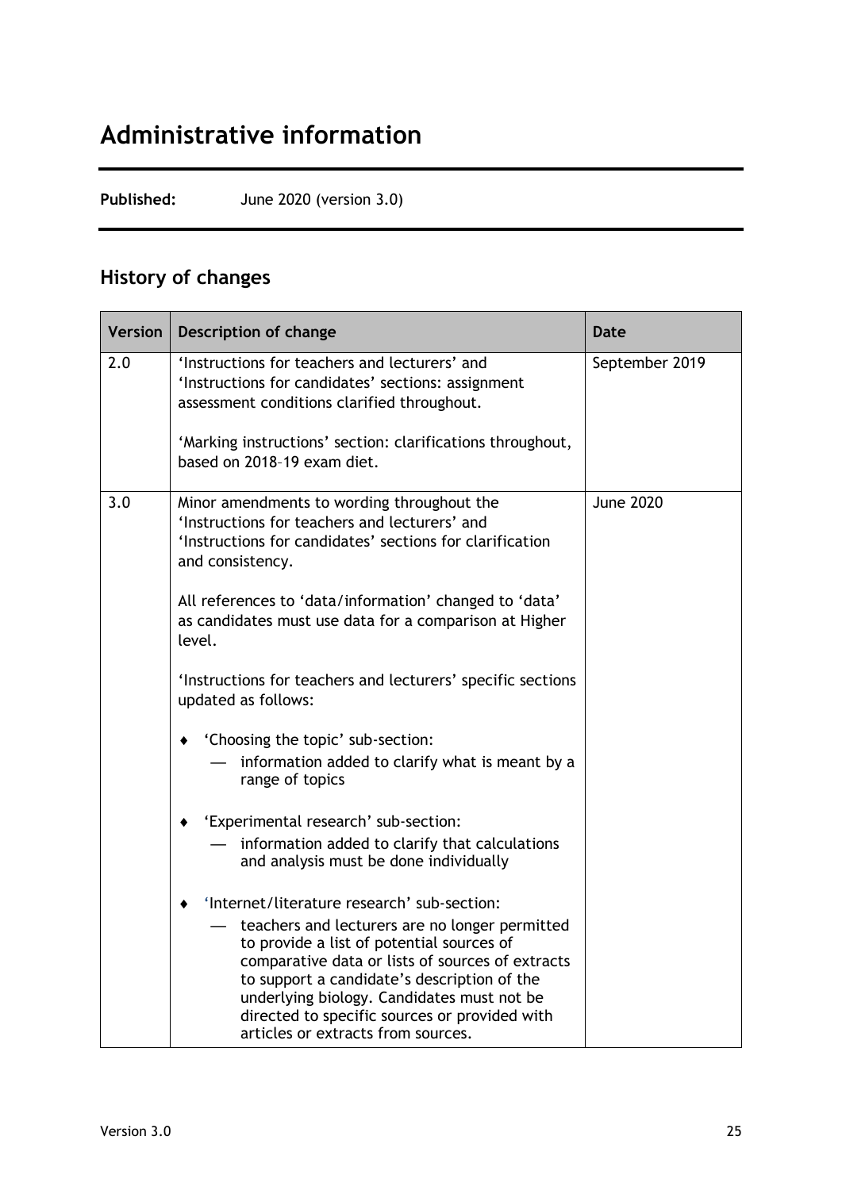# Administrative information

**Published:** June 2020 (version 3.0)

## History of changes

| Version | Description of change | Date |
|---|---|---|
| 2.0 | 'Instructions for teachers and lecturers' and 'Instructions for candidates' sections: assignment assessment conditions clarified throughout.<br><br>'Marking instructions' section: clarifications throughout, based on 2018–19 exam diet. | September 2019 |
| 3.0 | Minor amendments to wording throughout the 'Instructions for teachers and lecturers' and 'Instructions for candidates' sections for clarification and consistency.<br><br>All references to 'data/information' changed to 'data' as candidates must use data for a comparison at Higher level.<br><br>'Instructions for teachers and lecturers' specific sections updated as follows:<br><br>♦ 'Choosing the topic' sub-section:<br>— information added to clarify what is meant by a range of topics<br><br>♦ 'Experimental research' sub-section:<br>— information added to clarify that calculations and analysis must be done individually<br><br>♦ 'Internet/literature research' sub-section:<br>— teachers and lecturers are no longer permitted to provide a list of potential sources of comparative data or lists of sources of extracts to support a candidate's description of the underlying biology. Candidates must not be directed to specific sources or provided with articles or extracts from sources. | June 2020 |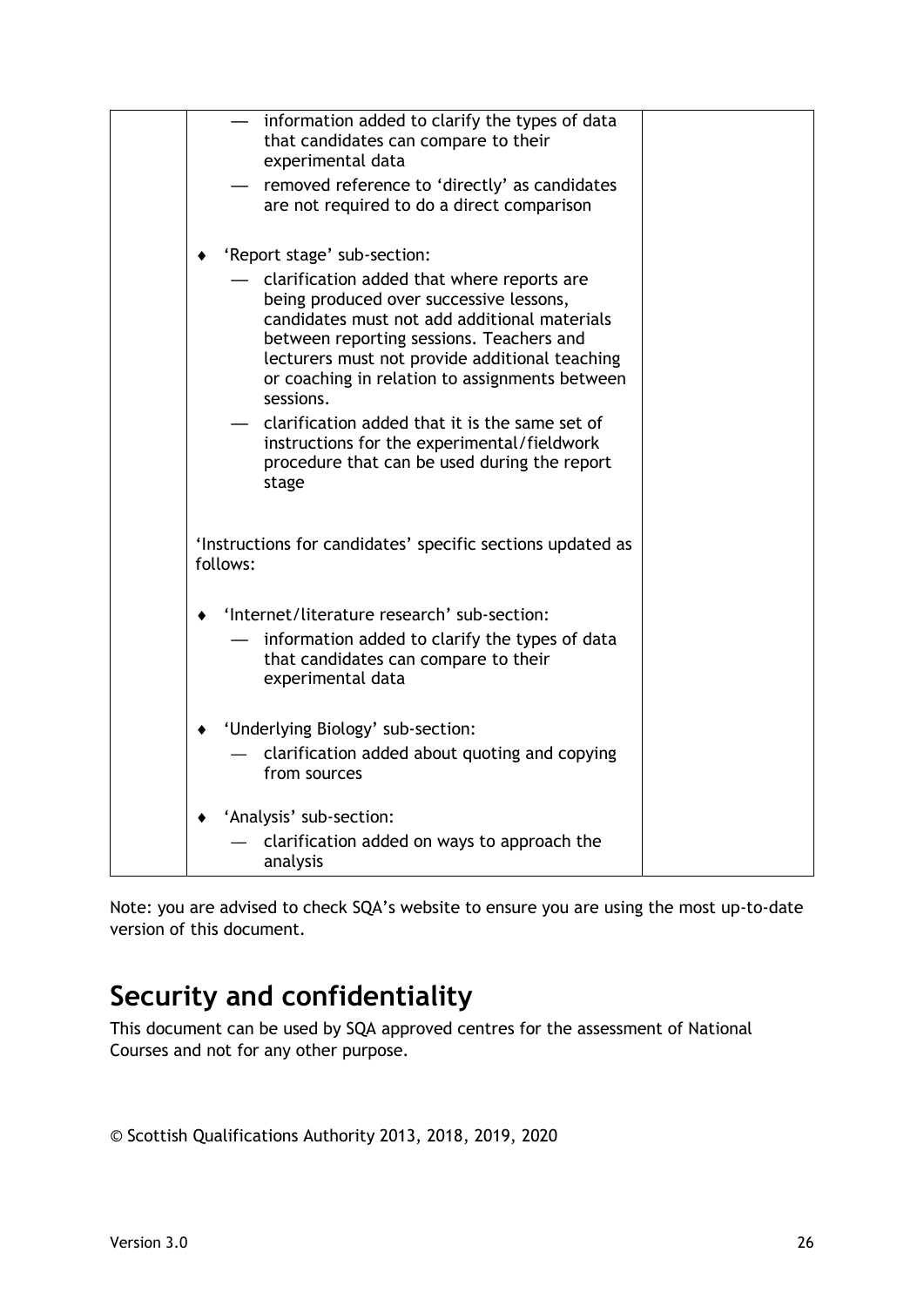| | | |
|---|---|---|
| | — information added to clarify the types of data that candidates can compare to their experimental data<br>— removed reference to 'directly' as candidates are not required to do a direct comparison<br><br>♦ 'Report stage' sub-section:<br>— clarification added that where reports are being produced over successive lessons, candidates must not add additional materials between reporting sessions. Teachers and lecturers must not provide additional teaching or coaching in relation to assignments between sessions.<br>— clarification added that it is the same set of instructions for the experimental/fieldwork procedure that can be used during the report stage<br><br>'Instructions for candidates' specific sections updated as follows:<br><br>♦ 'Internet/literature research' sub-section:<br>— information added to clarify the types of data that candidates can compare to their experimental data<br><br>♦ 'Underlying Biology' sub-section:<br>— clarification added about quoting and copying from sources<br><br>♦ 'Analysis' sub-section:<br>— clarification added on ways to approach the analysis | |

Note: you are advised to check SQA's website to ensure you are using the most up-to-date version of this document.

# Security and confidentiality

This document can be used by SQA approved centres for the assessment of National Courses and not for any other purpose.

© Scottish Qualifications Authority 2013, 2018, 2019, 2020